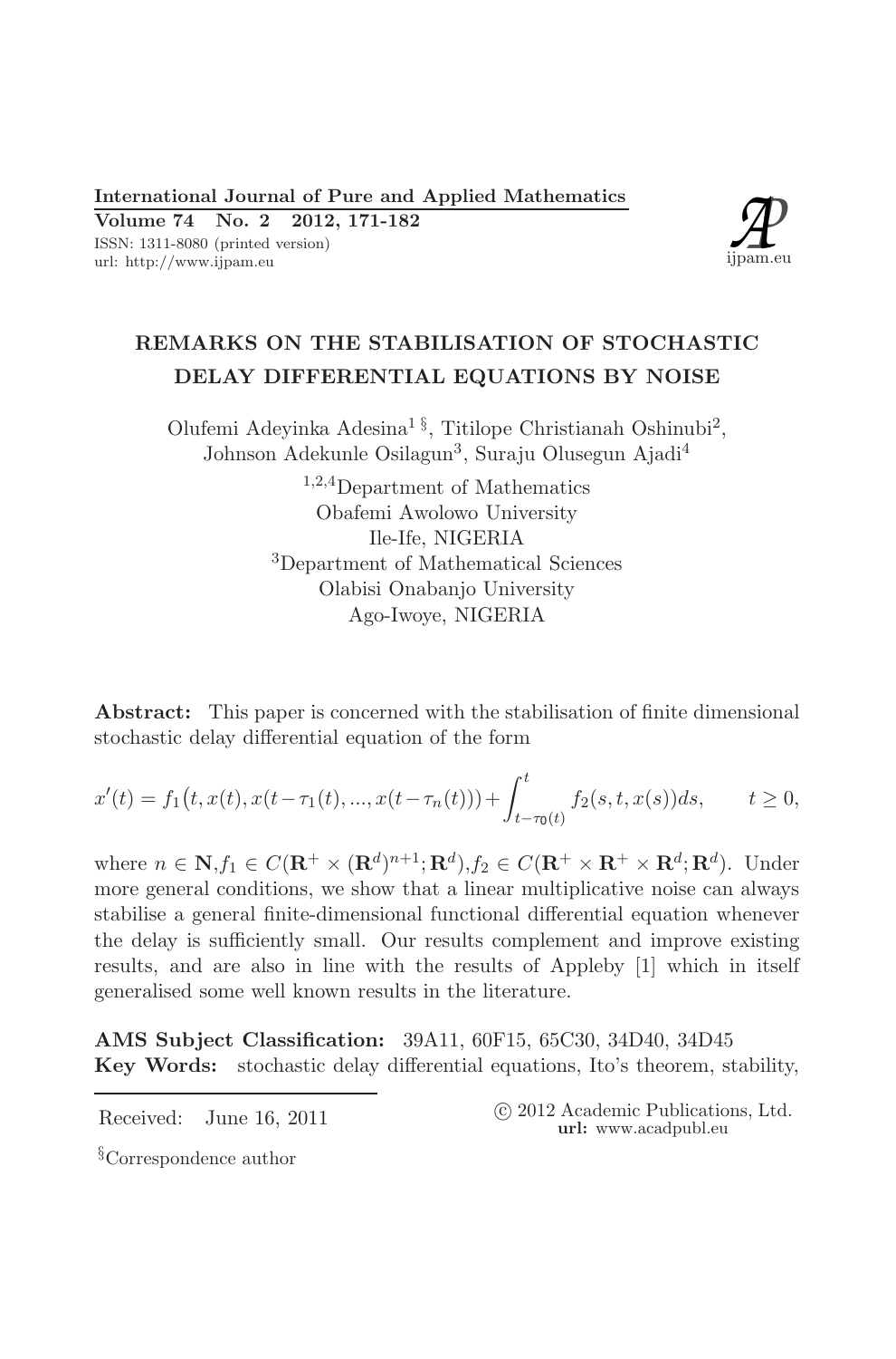# REMARKS ON THE STABILISATION OF STOCHASTIC DELAY DIFFERENTIAL EQUATIONS BY NOISE

Olufemi Adeyinka Adesina[1 §], Titilope Christianah Oshinubi[2], Johnson Adekunle Osilagun[3], Suraju Olusegun Ajadi[4]

[1,2,4]Department of Mathematics
Obafemi Awolowo University
Ile-Ife, NIGERIA

[3]Department of Mathematical Sciences
Olabisi Onabanjo University
Ago-Iwoye, NIGERIA

**Abstract:** This paper is concerned with the stabilisation of finite dimensional stochastic delay differential equation of the form

$$x'(t) = f_1\big(t, x(t), x(t-\tau_1(t), ..., x(t-\tau_n(t))\big) + \int_{t-\tau_0(t)}^{t} f_2(s,t,x(s))ds, \qquad t \geq 0,$$

where $n \in \mathbf{N}, f_1 \in C(\mathbf{R}^+ \times (\mathbf{R}^d)^{n+1}; \mathbf{R}^d), f_2 \in C(\mathbf{R}^+ \times \mathbf{R}^+ \times \mathbf{R}^d; \mathbf{R}^d)$. Under more general conditions, we show that a linear multiplicative noise can always stabilise a general finite-dimensional functional differential equation whenever the delay is sufficiently small. Our results complement and improve existing results, and are also in line with the results of Appleby [1] which in itself generalised some well known results in the literature.

**AMS Subject Classification:** 39A11, 60F15, 65C30, 34D40, 34D45

**Key Words:** stochastic delay differential equations, Ito's theorem, stability,

Received: June 16, 2011

© 2012 Academic Publications, Ltd.
**url:** www.acadpubl.eu

§Correspondence author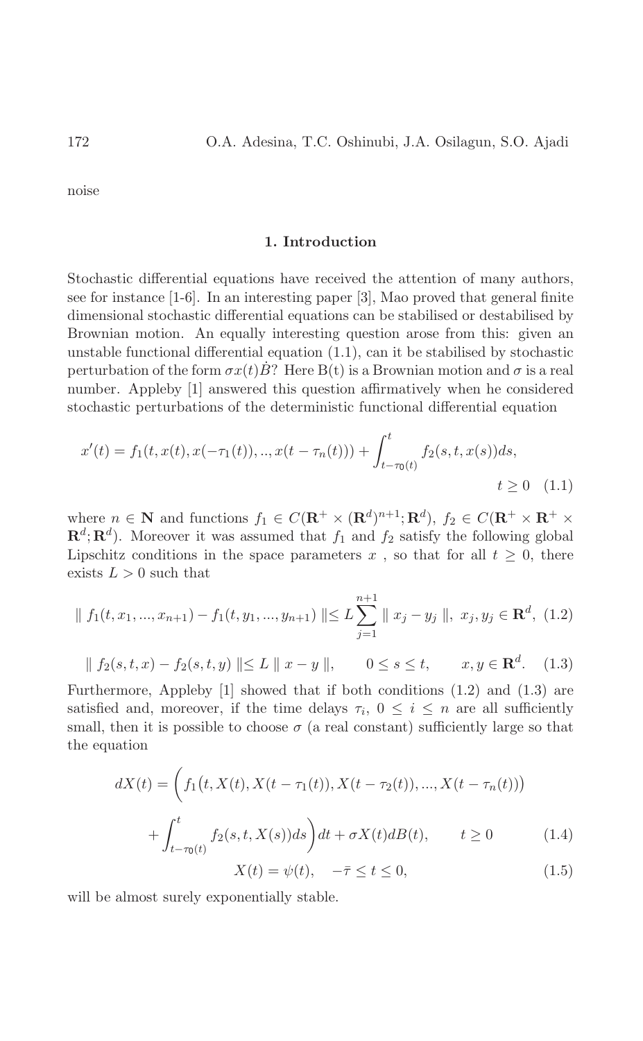noise

## 1. Introduction

Stochastic differential equations have received the attention of many authors, see for instance [1-6]. In an interesting paper [3], Mao proved that general finite dimensional stochastic differential equations can be stabilised or destabilised by Brownian motion. An equally interesting question arose from this: given an unstable functional differential equation (1.1), can it be stabilised by stochastic perturbation of the form $\sigma x(t)\dot{B}$? Here B(t) is a Brownian motion and $\sigma$ is a real number. Appleby [1] answered this question affirmatively when he considered stochastic perturbations of the deterministic functional differential equation

$$x'(t) = f_1(t, x(t), x(-\tau_1(t)), .., x(t-\tau_n(t))) + \int_{t-\tau_0(t)}^{t} f_2(s, t, x(s))ds, \qquad t \geq 0 \quad (1.1)$$

where $n \in \mathbf{N}$ and functions $f_1 \in C(\mathbf{R}^+ \times (\mathbf{R}^d)^{n+1}; \mathbf{R}^d)$, $f_2 \in C(\mathbf{R}^+ \times \mathbf{R}^+ \times \mathbf{R}^d; \mathbf{R}^d)$. Moreover it was assumed that $f_1$ and $f_2$ satisfy the following global Lipschitz conditions in the space parameters $x$ , so that for all $t \geq 0$, there exists $L > 0$ such that

$$\| f_1(t, x_1, ..., x_{n+1}) - f_1(t, y_1, ..., y_{n+1}) \| \leq L \sum_{j=1}^{n+1} \| x_j - y_j \|, \; x_j, y_j \in \mathbf{R}^d, \quad (1.2)$$

$$\| f_2(s, t, x) - f_2(s, t, y) \| \leq L \| x - y \|, \qquad 0 \leq s \leq t, \qquad x, y \in \mathbf{R}^d. \quad (1.3)$$

Furthermore, Appleby [1] showed that if both conditions (1.2) and (1.3) are satisfied and, moreover, if the time delays $\tau_i$, $0 \leq i \leq n$ are all sufficiently small, then it is possible to choose $\sigma$ (a real constant) sufficiently large so that the equation

$$dX(t) = \bigg( f_1\big(t, X(t), X(t-\tau_1(t)), X(t-\tau_2(t)), ..., X(t-\tau_n(t))\big) + \int_{t-\tau_0(t)}^{t} f_2(s, t, X(s))ds \bigg) dt + \sigma X(t) dB(t), \qquad t \geq 0 \quad (1.4)$$

$$X(t) = \psi(t), \quad -\bar{\tau} \leq t \leq 0, \quad (1.5)$$

will be almost surely exponentially stable.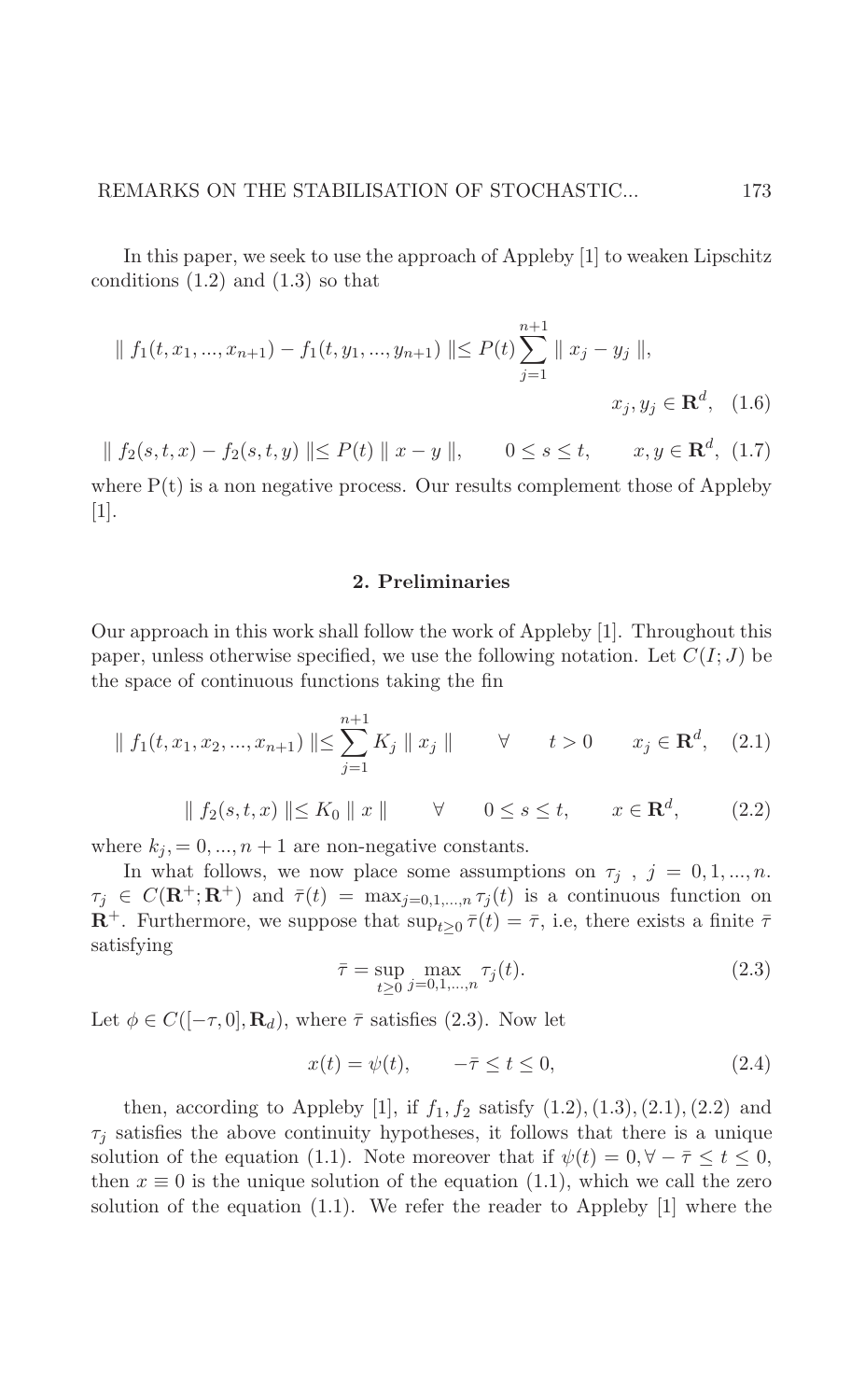In this paper, we seek to use the approach of Appleby [1] to weaken Lipschitz conditions (1.2) and (1.3) so that

$$\| f_1(t, x_1, ..., x_{n+1}) - f_1(t, y_1, ..., y_{n+1}) \| \leq P(t) \sum_{j=1}^{n+1} \| x_j - y_j \|, \qquad x_j, y_j \in \mathbf{R}^d, \quad (1.6)$$

$$\| f_2(s, t, x) - f_2(s, t, y) \| \leq P(t) \| x - y \|, \qquad 0 \leq s \leq t, \qquad x, y \in \mathbf{R}^d, \quad (1.7)$$

where P(t) is a non negative process. Our results complement those of Appleby [1].

## 2. Preliminaries

Our approach in this work shall follow the work of Appleby [1]. Throughout this paper, unless otherwise specified, we use the following notation. Let $C(I; J)$ be the space of continuous functions taking the fin

$$\| f_1(t, x_1, x_2, ..., x_{n+1}) \| \leq \sum_{j=1}^{n+1} K_j \| x_j \| \qquad \forall \qquad t > 0 \qquad x_j \in \mathbf{R}^d, \quad (2.1)$$

$$\| f_2(s, t, x) \| \leq K_0 \| x \| \qquad \forall \qquad 0 \leq s \leq t, \qquad x \in \mathbf{R}^d, \qquad (2.2)$$

where $k_j, = 0, ..., n+1$ are non-negative constants.

In what follows, we now place some assumptions on $\tau_j$ , $j = 0, 1, ..., n$. $\tau_j \in C(\mathbf{R}^+; \mathbf{R}^+)$ and $\bar{\tau}(t) = \max_{j=0,1,...,n} \tau_j(t)$ is a continuous function on $\mathbf{R}^+$. Furthermore, we suppose that $\sup_{t \geq 0} \bar{\tau}(t) = \bar{\tau}$, i.e, there exists a finite $\bar{\tau}$ satisfying

$$\bar{\tau} = \sup_{t \geq 0} \max_{j=0,1,...,n} \tau_j(t). \qquad (2.3)$$

Let $\phi \in C([-\tau, 0], \mathbf{R}_d)$, where $\bar{\tau}$ satisfies (2.3). Now let

$$x(t) = \psi(t), \qquad -\bar{\tau} \leq t \leq 0, \qquad (2.4)$$

then, according to Appleby [1], if $f_1, f_2$ satisfy $(1.2), (1.3), (2.1), (2.2)$ and $\tau_j$ satisfies the above continuity hypotheses, it follows that there is a unique solution of the equation (1.1). Note moreover that if $\psi(t) = 0, \forall - \bar{\tau} \leq t \leq 0$, then $x \equiv 0$ is the unique solution of the equation (1.1), which we call the zero solution of the equation (1.1). We refer the reader to Appleby [1] where the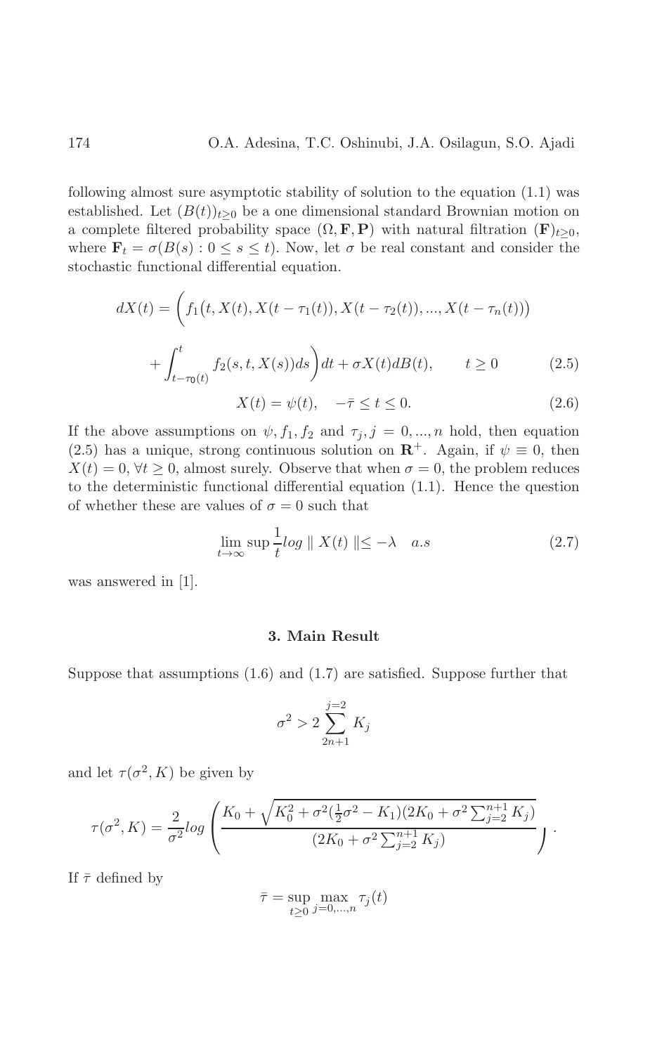following almost sure asymptotic stability of solution to the equation (1.1) was established. Let $(B(t))_{t\geq 0}$ be a one dimensional standard Brownian motion on a complete filtered probability space $(\Omega, \mathbf{F}, \mathbf{P})$ with natural filtration $(\mathbf{F})_{t\geq 0}$, where $\mathbf{F}_t = \sigma(B(s) : 0 \leq s \leq t)$. Now, let $\sigma$ be real constant and consider the stochastic functional differential equation.

$$dX(t) = \bigg( f_1\big(t, X(t), X(t-\tau_1(t)), X(t-\tau_2(t)), ..., X(t-\tau_n(t))\big) + \int_{t-\tau_0(t)}^{t} f_2(s, t, X(s))ds \bigg) dt + \sigma X(t) dB(t), \qquad t \geq 0 \tag{2.5}$$

$$X(t) = \psi(t), \quad -\bar{\tau} \leq t \leq 0. \tag{2.6}$$

If the above assumptions on $\psi, f_1, f_2$ and $\tau_j, j = 0, ..., n$ hold, then equation (2.5) has a unique, strong continuous solution on $\mathbf{R}^+$. Again, if $\psi \equiv 0$, then $X(t) = 0$, $\forall t \geq 0$, almost surely. Observe that when $\sigma = 0$, the problem reduces to the deterministic functional differential equation (1.1). Hence the question of whether these are values of $\sigma = 0$ such that

$$\lim_{t\to\infty} \sup \frac{1}{t} log \parallel X(t) \parallel \leq -\lambda \quad a.s \tag{2.7}$$

was answered in [1].

### 3. Main Result

Suppose that assumptions (1.6) and (1.7) are satisfied. Suppose further that

$$\sigma^2 > 2 \sum_{2n+1}^{j=2} K_j$$

and let $\tau(\sigma^2, K)$ be given by

$$\tau(\sigma^2, K) = \frac{2}{\sigma^2} log \left( \frac{K_0 + \sqrt{K_0^2 + \sigma^2(\frac{1}{2}\sigma^2 - K_1)(2K_0 + \sigma^2 \sum_{j=2}^{n+1} K_j)}}{(2K_0 + \sigma^2 \sum_{j=2}^{n+1} K_j)} \right).$$

If $\bar{\tau}$ defined by

$$\bar{\tau} = \sup_{t\geq 0} \max_{j=0,...,n} \tau_j(t)$$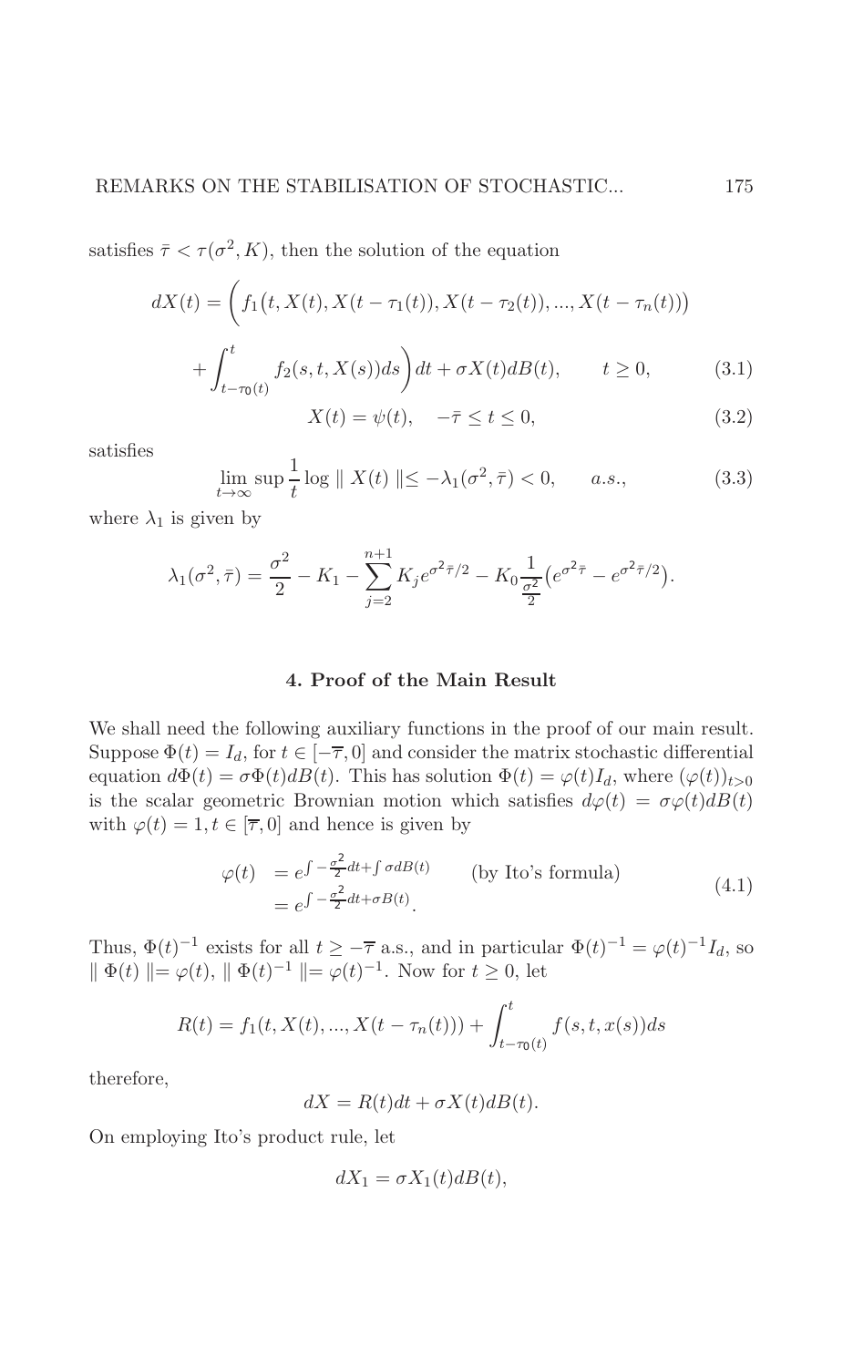satisfies $\bar{\tau} < \tau(\sigma^2, K)$, then the solution of the equation

$$dX(t) = \bigg( f_1\big(t, X(t), X(t-\tau_1(t)), X(t-\tau_2(t)), ..., X(t-\tau_n(t))\big)$$

$$+ \int_{t-\tau_0(t)}^{t} f_2(s, t, X(s))ds \bigg) dt + \sigma X(t) dB(t), \qquad t \geq 0, \tag{3.1}$$

$$X(t) = \psi(t), \quad -\bar{\tau} \leq t \leq 0, \tag{3.2}$$

satisfies

$$\lim_{t\to\infty} \sup \frac{1}{t} \log \parallel X(t) \parallel \leq -\lambda_1(\sigma^2, \bar{\tau}) < 0, \qquad a.s., \tag{3.3}$$

where $\lambda_1$ is given by

$$\lambda_1(\sigma^2, \bar{\tau}) = \frac{\sigma^2}{2} - K_1 - \sum_{j=2}^{n+1} K_j e^{\sigma^2 \bar{\tau}/2} - K_0 \frac{1}{\frac{\sigma^2}{2}} \big( e^{\sigma^2 \bar{\tau}} - e^{\sigma^2 \bar{\tau}/2} \big).$$

## 4. Proof of the Main Result

We shall need the following auxiliary functions in the proof of our main result. Suppose $\Phi(t) = I_d$, for $t \in [-\overline{\tau}, 0]$ and consider the matrix stochastic differential equation $d\Phi(t) = \sigma \Phi(t) dB(t)$. This has solution $\Phi(t) = \varphi(t) I_d$, where $(\varphi(t))_{t>0}$ is the scalar geometric Brownian motion which satisfies $d\varphi(t) = \sigma \varphi(t) dB(t)$ with $\varphi(t) = 1, t \in [\overline{\tau}, 0]$ and hence is given by

$$\begin{aligned} \varphi(t) &= e^{\int -\frac{\sigma^2}{2} dt + \int \sigma dB(t)} \qquad \text{(by Ito's formula)} \\ &= e^{\int -\frac{\sigma^2}{2} dt + \sigma B(t)}. \end{aligned} \tag{4.1}$$

Thus, $\Phi(t)^{-1}$ exists for all $t \geq -\overline{\tau}$ a.s., and in particular $\Phi(t)^{-1} = \varphi(t)^{-1} I_d$, so $\parallel \Phi(t) \parallel = \varphi(t)$, $\parallel \Phi(t)^{-1} \parallel = \varphi(t)^{-1}$. Now for $t \geq 0$, let

$$R(t) = f_1(t, X(t), ..., X(t-\tau_n(t))) + \int_{t-\tau_0(t)}^{t} f(s, t, x(s)) ds$$

therefore,

$$dX = R(t)dt + \sigma X(t) dB(t).$$

On employing Ito's product rule, let

$$dX_1 = \sigma X_1(t) dB(t),$$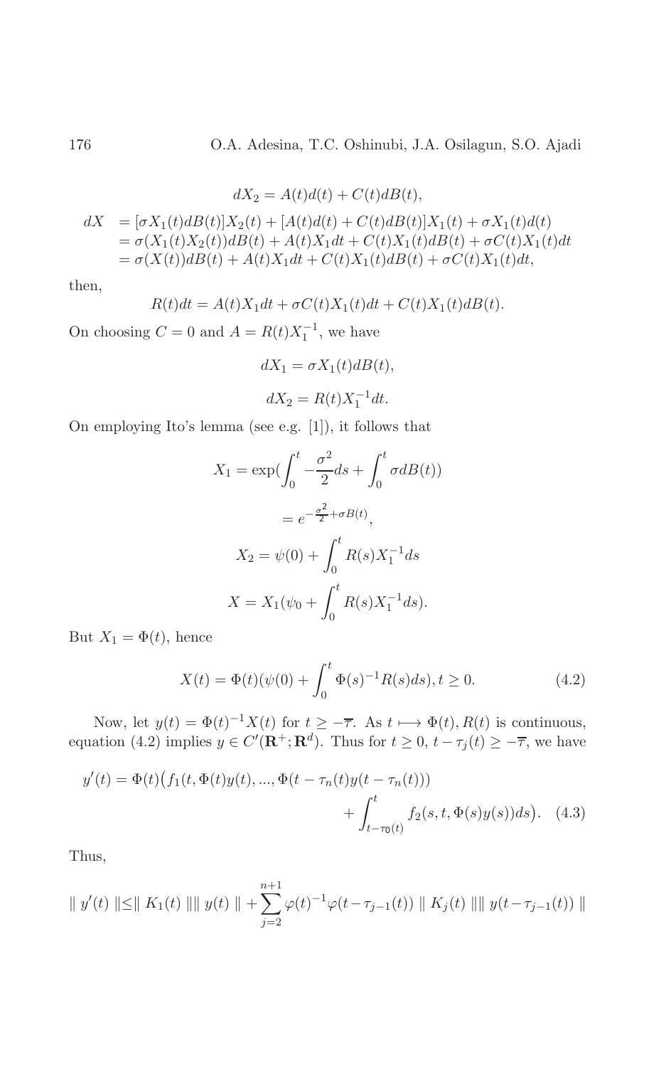$$dX_2 = A(t)d(t) + C(t)dB(t),$$

$$\begin{aligned} dX &= [\sigma X_1(t)dB(t)]X_2(t) + [A(t)d(t) + C(t)dB(t)]X_1(t) + \sigma X_1(t)d(t) \\ &= \sigma(X_1(t)X_2(t))dB(t) + A(t)X_1dt + C(t)X_1(t)dB(t) + \sigma C(t)X_1(t)dt \\ &= \sigma(X(t))dB(t) + A(t)X_1dt + C(t)X_1(t)dB(t) + \sigma C(t)X_1(t)dt, \end{aligned}$$

then,

$$R(t)dt = A(t)X_1dt + \sigma C(t)X_1(t)dt + C(t)X_1(t)dB(t).$$

On choosing $C = 0$ and $A = R(t)X_1^{-1}$, we have

$$dX_1 = \sigma X_1(t)dB(t),$$

$$dX_2 = R(t)X_1^{-1}dt.$$

On employing Ito's lemma (see e.g. [1]), it follows that

$$X_1 = \exp(\int_0^t -\frac{\sigma^2}{2}ds + \int_0^t \sigma dB(t))$$

$$= e^{-\frac{\sigma^2}{2} + \sigma B(t)},$$

$$X_2 = \psi(0) + \int_0^t R(s)X_1^{-1}ds$$

$$X = X_1(\psi_0 + \int_0^t R(s)X_1^{-1}ds).$$

But $X_1 = \Phi(t)$, hence

$$X(t) = \Phi(t)(\psi(0) + \int_0^t \Phi(s)^{-1}R(s)ds), t \geq 0. \tag{4.2}$$

Now, let $y(t) = \Phi(t)^{-1}X(t)$ for $t \geq -\overline{\tau}$. As $t \longmapsto \Phi(t), R(t)$ is continuous, equation (4.2) implies $y \in C'(\mathbf{R}^+; \mathbf{R}^d)$. Thus for $t \geq 0$, $t - \tau_j(t) \geq -\overline{\tau}$, we have

$$y'(t) = \Phi(t)\big(f_1(t, \Phi(t)y(t), ..., \Phi(t - \tau_n(t)y(t - \tau_n(t))) + \int_{t-\tau_0(t)}^t f_2(s, t, \Phi(s)y(s))ds\big). \tag{4.3}$$

Thus,

$$\| y'(t) \| \leq \| K_1(t) \| \| y(t) \| + \sum_{j=2}^{n+1} \varphi(t)^{-1}\varphi(t - \tau_{j-1}(t)) \| K_j(t) \| \| y(t - \tau_{j-1}(t)) \|$$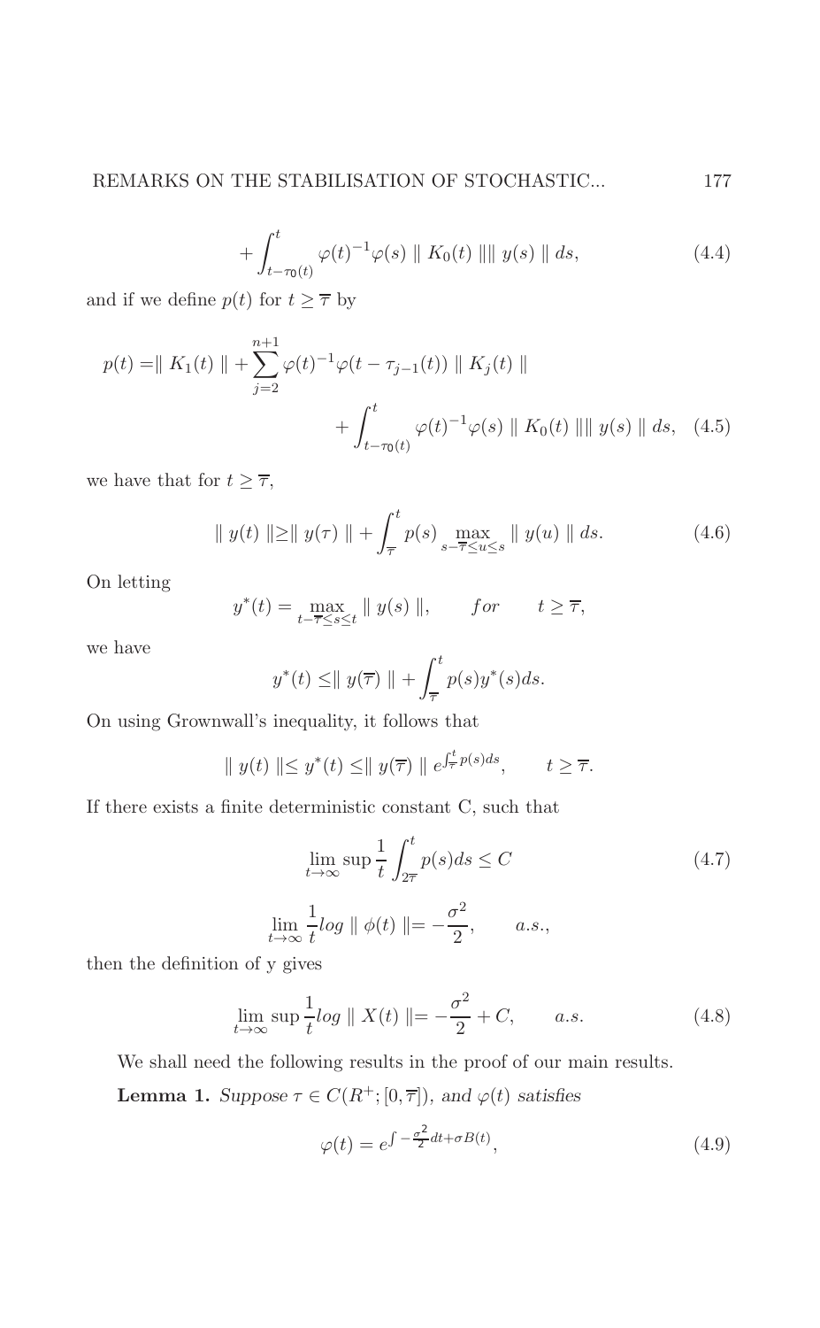$$+\int_{t-\tau_0(t)}^{t} \varphi(t)^{-1}\varphi(s) \parallel K_0(t) \parallel\parallel y(s) \parallel ds, \tag{4.4}$$

and if we define $p(t)$ for $t \geq \overline{\tau}$ by

$$p(t) = \parallel K_1(t) \parallel + \sum_{j=2}^{n+1} \varphi(t)^{-1}\varphi(t-\tau_{j-1}(t)) \parallel K_j(t) \parallel + \int_{t-\tau_0(t)}^{t} \varphi(t)^{-1}\varphi(s) \parallel K_0(t) \parallel\parallel y(s) \parallel ds, \tag{4.5}$$

we have that for $t \geq \overline{\tau}$,

$$\parallel y(t) \parallel \geq \parallel y(\tau) \parallel + \int_{\overline{\tau}}^{t} p(s) \max_{s-\overline{\tau}\leq u \leq s} \parallel y(u) \parallel ds. \tag{4.6}$$

On letting

$$y^*(t) = \max_{t-\overline{\tau}\leq s\leq t} \parallel y(s) \parallel, \qquad for \qquad t \geq \overline{\tau},$$

we have

$$y^*(t) \leq \parallel y(\overline{\tau}) \parallel + \int_{\overline{\tau}}^{t} p(s) y^*(s) ds.$$

On using Grownwall's inequality, it follows that

$$\parallel y(t) \parallel \leq y^*(t) \leq \parallel y(\overline{\tau}) \parallel e^{\int_{\overline{\tau}}^{t} p(s)ds}, \qquad t \geq \overline{\tau}.$$

If there exists a finite deterministic constant C, such that

$$\lim_{t\to\infty} \sup \frac{1}{t} \int_{2\overline{\tau}}^{t} p(s) ds \leq C \tag{4.7}$$

$$\lim_{t\to\infty} \frac{1}{t} log \parallel \phi(t) \parallel = -\frac{\sigma^2}{2}, \qquad a.s.,$$

then the definition of y gives

$$\lim_{t\to\infty} \sup \frac{1}{t} log \parallel X(t) \parallel = -\frac{\sigma^2}{2} + C, \qquad a.s. \tag{4.8}$$

We shall need the following results in the proof of our main results.

**Lemma 1.** *Suppose $\tau \in C(R^+; [0, \overline{\tau}])$, and $\varphi(t)$ satisfies*

$$\varphi(t) = e^{\int -\frac{\sigma^2}{2} dt + \sigma B(t)}, \tag{4.9}$$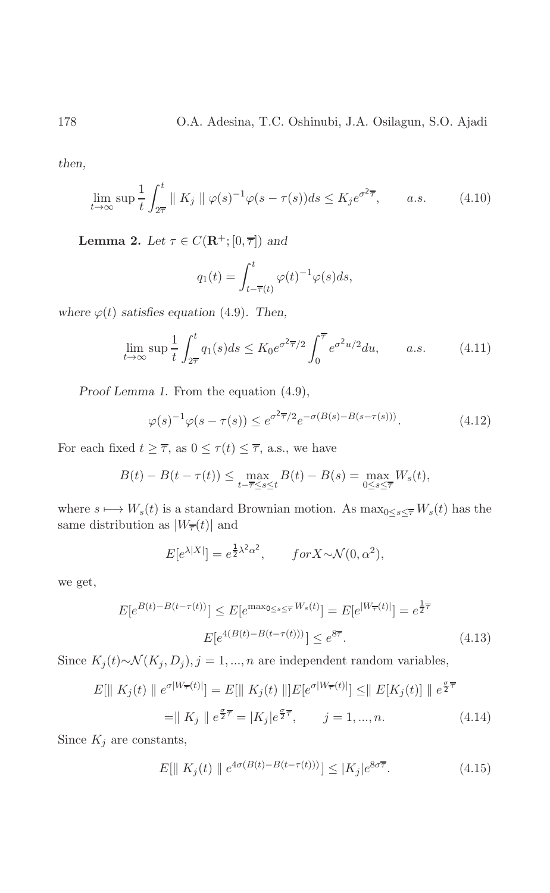*then,*

$$\lim_{t\to\infty}\sup\frac{1}{t}\int_{2\overline{\tau}}^{t}\parallel K_j\parallel\varphi(s)^{-1}\varphi(s-\tau(s))ds\leq K_j e^{\sigma^2\overline{\tau}},\qquad a.s.\tag{4.10}$$

**Lemma 2.** *Let* $\tau\in C(\mathbf{R}^+;[0,\overline{\tau}])$ *and*

$$q_1(t)=\int_{t-\overline{\tau}(t)}^{t}\varphi(t)^{-1}\varphi(s)ds,$$

*where* $\varphi(t)$ *satisfies equation* (4.9). *Then,*

$$\lim_{t\to\infty}\sup\frac{1}{t}\int_{2\overline{\tau}}^{t}q_1(s)ds\leq K_0 e^{\sigma^2\overline{\tau}/2}\int_0^{\overline{\tau}}e^{\sigma^2 u/2}du,\qquad a.s.\tag{4.11}$$

*Proof Lemma 1.* From the equation (4.9),

$$\varphi(s)^{-1}\varphi(s-\tau(s))\leq e^{\sigma^2\overline{\tau}/2}e^{-\sigma(B(s)-B(s-\tau(s)))}.\tag{4.12}$$

For each fixed $t\geq\overline{\tau}$, as $0\leq\tau(t)\leq\overline{\tau}$, a.s., we have

$$B(t)-B(t-\tau(t))\leq\max_{t-\overline{\tau}\leq s\leq t}B(t)-B(s)=\max_{0\leq s\leq\overline{\tau}}W_s(t),$$

where $s\longmapsto W_s(t)$ is a standard Brownian motion. As $\max_{0\leq s\leq\overline{\tau}}W_s(t)$ has the same distribution as $|W_{\overline{\tau}}(t)|$ and

$$E[e^{\lambda|X|}]=e^{\frac{1}{2}\lambda^2\alpha^2},\qquad for X\sim\mathcal{N}(0,\alpha^2),$$

we get,

$$E[e^{B(t)-B(t-\tau(t))}]\leq E[e^{\max_{0\leq s\leq\overline{\tau}}W_s(t)}]=E[e^{|W_{\overline{\tau}}(t)|}]=e^{\frac{1}{2}\overline{\tau}}$$
$$E[e^{4(B(t)-B(t-\tau(t)))}]\leq e^{8\overline{\tau}}.\tag{4.13}$$

Since $K_j(t)\sim\mathcal{N}(K_j,D_j), j=1,...,n$ are independent random variables,

$$E[\parallel K_j(t)\parallel e^{\sigma|W_{\overline{\tau}}(t)|}]=E[\parallel K_j(t)\parallel]E[e^{\sigma|W_{\overline{\tau}}(t)|}]\leq\parallel E[K_j(t)]\parallel e^{\frac{\sigma}{2}\overline{\tau}}$$
$$=\parallel K_j\parallel e^{\frac{\sigma}{2}\overline{\tau}}=|K_j|e^{\frac{\sigma}{2}\overline{\tau}},\qquad j=1,...,n.\tag{4.14}$$

Since $K_j$ are constants,

$$E[\parallel K_j(t)\parallel e^{4\sigma(B(t)-B(t-\tau(t)))}]\leq|K_j|e^{8\sigma\overline{\tau}}.\tag{4.15}$$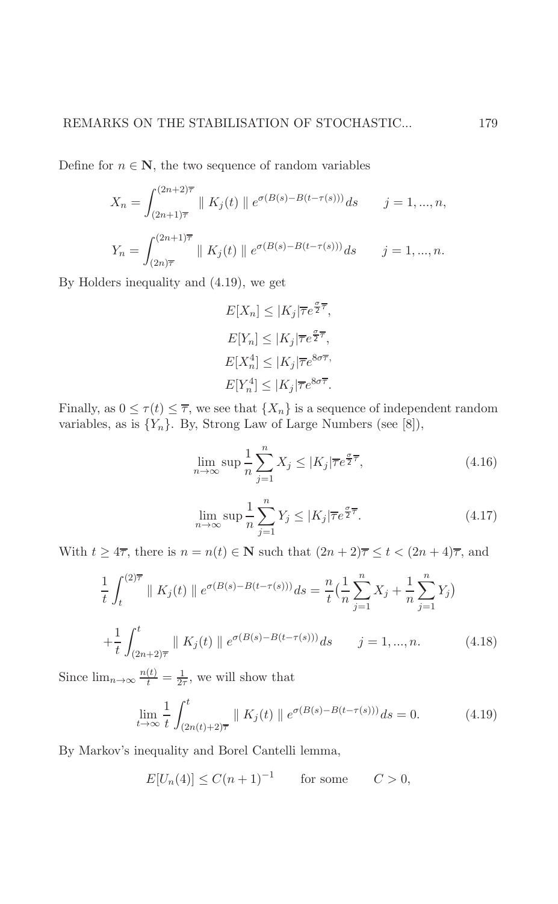Define for $n \in \mathbf{N}$, the two sequence of random variables

$$X_n = \int_{(2n+1)\overline{\tau}}^{(2n+2)\overline{\tau}} \parallel K_j(t) \parallel e^{\sigma(B(s)-B(t-\tau(s)))} ds \qquad j = 1, ..., n,$$

$$Y_n = \int_{(2n)\overline{\tau}}^{(2n+1)\overline{\tau}} \parallel K_j(t) \parallel e^{\sigma(B(s)-B(t-\tau(s)))} ds \qquad j = 1, ..., n.$$

By Holders inequality and (4.19), we get

$$E[X_n] \leq |K_j|\overline{\tau}e^{\frac{\sigma}{2}\overline{\tau}},$$

$$E[Y_n] \leq |K_j|\overline{\tau}e^{\frac{\sigma}{2}\overline{\tau}},$$

$$E[X_n^4] \leq |K_j|\overline{\tau}e^{8\sigma\overline{\tau}},$$

$$E[Y_n^4] \leq |K_j|\overline{\tau}e^{8\sigma\overline{\tau}}.$$

Finally, as $0 \leq \tau(t) \leq \overline{\tau}$, we see that $\{X_n\}$ is a sequence of independent random variables, as is $\{Y_n\}$. By, Strong Law of Large Numbers (see [8]),

$$\lim_{n\to\infty} \sup \frac{1}{n}\sum_{j=1}^{n} X_j \leq |K_j|\overline{\tau}e^{\frac{\sigma}{2}\overline{\tau}}, \tag{4.16}$$

$$\lim_{n\to\infty} \sup \frac{1}{n}\sum_{j=1}^{n} Y_j \leq |K_j|\overline{\tau}e^{\frac{\sigma}{2}\overline{\tau}}. \tag{4.17}$$

With $t \geq 4\overline{\tau}$, there is $n = n(t) \in \mathbf{N}$ such that $(2n+2)\overline{\tau} \leq t < (2n+4)\overline{\tau}$, and

$$\frac{1}{t}\int_{t}^{(2)\overline{\tau}} \parallel K_j(t) \parallel e^{\sigma(B(s)-B(t-\tau(s)))} ds = \frac{n}{t}\Big(\frac{1}{n}\sum_{j=1}^{n} X_j + \frac{1}{n}\sum_{j=1}^{n} Y_j\Big)$$

$$+\frac{1}{t}\int_{(2n+2)\overline{\tau}}^{t} \parallel K_j(t) \parallel e^{\sigma(B(s)-B(t-\tau(s)))} ds \qquad j = 1, ..., n. \tag{4.18}$$

Since $\lim_{n\to\infty} \frac{n(t)}{t} = \frac{1}{2\overline{\tau}}$, we will show that

$$\lim_{t\to\infty} \frac{1}{t}\int_{(2n(t)+2)\overline{\tau}}^{t} \parallel K_j(t) \parallel e^{\sigma(B(s)-B(t-\tau(s)))} ds = 0. \tag{4.19}$$

By Markov's inequality and Borel Cantelli lemma,

$$E[U_n(4)] \leq C(n+1)^{-1} \qquad \text{for some} \qquad C > 0,$$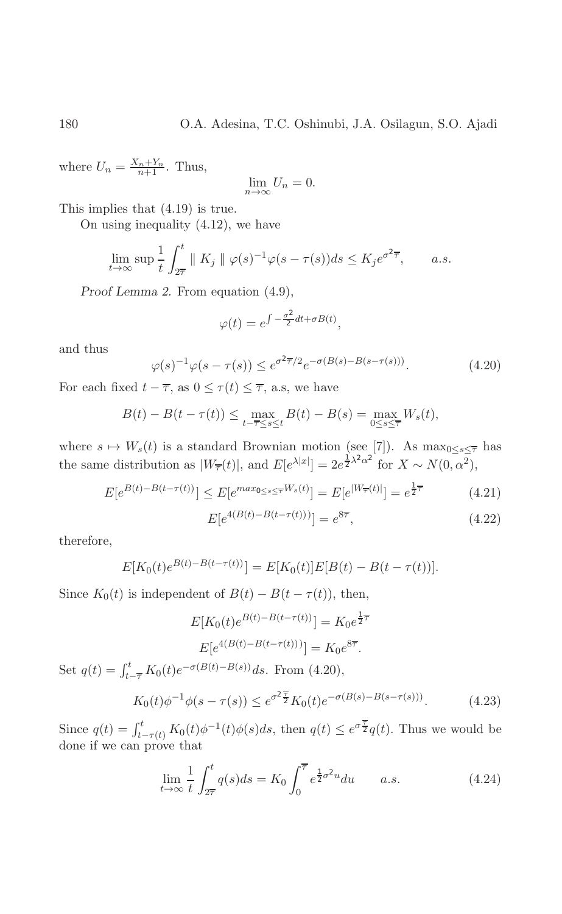where $U_n = \frac{X_n + Y_n}{n+1}$. Thus,

$$\lim_{n \to \infty} U_n = 0.$$

This implies that (4.19) is true.

On using inequality (4.12), we have

$$\lim_{t \to \infty} \sup \frac{1}{t} \int_{2\overline{\tau}}^{t} \| K_j \| \varphi(s)^{-1} \varphi(s - \tau(s)) ds \leq K_j e^{\sigma^2 \overline{\tau}}, \qquad a.s.$$

*Proof Lemma 2.* From equation (4.9),

$$\varphi(t) = e^{\int -\frac{\sigma^2}{2} dt + \sigma B(t)},$$

and thus

$$\varphi(s)^{-1} \varphi(s - \tau(s)) \leq e^{\sigma^2 \overline{\tau}/2} e^{-\sigma(B(s) - B(s - \tau(s)))}. \tag{4.20}$$

For each fixed $t - \overline{\tau}$, as $0 \leq \tau(t) \leq \overline{\tau}$, a.s, we have

$$B(t) - B(t - \tau(t)) \leq \max_{t - \overline{\tau} \leq s \leq t} B(t) - B(s) = \max_{0 \leq s \leq \overline{\tau}} W_s(t),$$

where $s \mapsto W_s(t)$ is a standard Brownian motion (see [7]). As $\max_{0 \leq s \leq \overline{\tau}}$ has the same distribution as $|W_{\overline{\tau}}(t)|$, and $E[e^{\lambda |x|}] = 2e^{\frac{1}{2}\lambda^2 \alpha^2}$ for $X \sim N(0, \alpha^2)$,

$$E[e^{B(t) - B(t - \tau(t))}] \leq E[e^{max_{0 \leq s \leq \overline{\tau}} W_s(t)}] = E[e^{|W_{\overline{\tau}}(t)|}] = e^{\frac{1}{2}\overline{\tau}} \tag{4.21}$$

$$E[e^{4(B(t) - B(t - \tau(t)))}] = e^{8\overline{\tau}}, \tag{4.22}$$

therefore,

$$E[K_0(t) e^{B(t) - B(t - \tau(t))}] = E[K_0(t)] E[B(t) - B(t - \tau(t))].$$

Since $K_0(t)$ is independent of $B(t) - B(t - \tau(t))$, then,

$$E[K_0(t) e^{B(t) - B(t - \tau(t))}] = K_0 e^{\frac{1}{2}\overline{\tau}}$$

$$E[e^{4(B(t) - B(t - \tau(t)))}] = K_0 e^{8\overline{\tau}}.$$

Set $q(t) = \int_{t - \overline{\tau}}^{t} K_0(t) e^{-\sigma(B(t) - B(s))} ds$. From (4.20),

$$K_0(t) \phi^{-1} \phi(s - \tau(s)) \leq e^{\sigma^2 \frac{\overline{\tau}}{2}} K_0(t) e^{-\sigma(B(s) - B(s - \tau(s)))}. \tag{4.23}$$

Since $q(t) = \int_{t - \tau(t)}^{t} K_0(t) \phi^{-1}(t) \phi(s) ds$, then $q(t) \leq e^{\sigma \frac{\overline{\tau}}{2}} q(t)$. Thus we would be done if we can prove that

$$\lim_{t \to \infty} \frac{1}{t} \int_{2\overline{\tau}}^{t} q(s) ds = K_0 \int_{0}^{\overline{\tau}} e^{\frac{1}{2}\sigma^2 u} du \qquad a.s. \tag{4.24}$$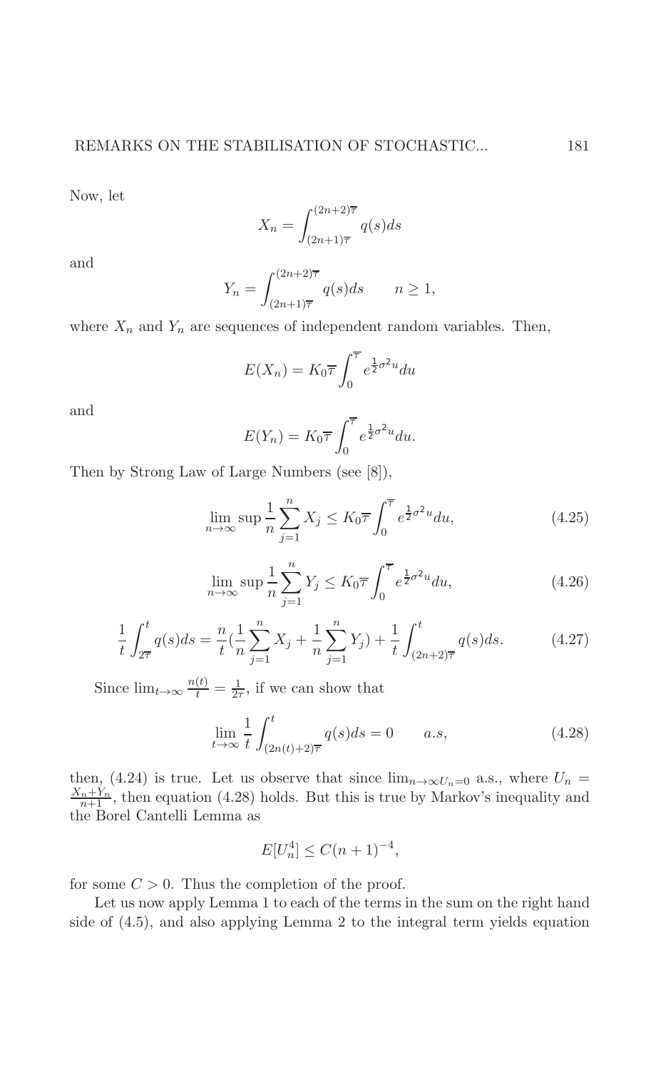Now, let

$$X_n = \int_{(2n+1)\overline{\tau}}^{(2n+2)\overline{\tau}} q(s)ds$$

and

$$Y_n = \int_{(2n+1)\overline{\tau}}^{(2n+2)\overline{\tau}} q(s)ds \qquad n \geq 1,$$

where $X_n$ and $Y_n$ are sequences of independent random variables. Then,

$$E(X_n) = K_0 \overline{\tau} \int_0^{\overline{\tau}} e^{\frac{1}{2}\sigma^2 u} du$$

and

$$E(Y_n) = K_0 \overline{\tau} \int_0^{\overline{\tau}} e^{\frac{1}{2}\sigma^2 u} du.$$

Then by Strong Law of Large Numbers (see [8]),

$$\lim_{n\to\infty} \sup \frac{1}{n} \sum_{j=1}^{n} X_j \leq K_0 \overline{\tau} \int_0^{\overline{\tau}} e^{\frac{1}{2}\sigma^2 u} du, \tag{4.25}$$

$$\lim_{n\to\infty} \sup \frac{1}{n} \sum_{j=1}^{n} Y_j \leq K_0 \overline{\tau} \int_0^{\overline{\tau}} e^{\frac{1}{2}\sigma^2 u} du, \tag{4.26}$$

$$\frac{1}{t} \int_{2\overline{\tau}}^{t} q(s)ds = \frac{n}{t} \left( \frac{1}{n} \sum_{j=1}^{n} X_j + \frac{1}{n} \sum_{j=1}^{n} Y_j \right) + \frac{1}{t} \int_{(2n+2)\overline{\tau}}^{t} q(s)ds. \tag{4.27}$$

Since $\lim_{t\to\infty} \frac{n(t)}{t} = \frac{1}{2\tau}$, if we can show that

$$\lim_{t\to\infty} \frac{1}{t} \int_{(2n(t)+2)\overline{\tau}}^{t} q(s)ds = 0 \qquad a.s, \tag{4.28}$$

then, (4.24) is true. Let us observe that since $\lim_{n\to\infty U_n=0}$ a.s., where $U_n = \frac{X_n+Y_n}{n+1}$, then equation (4.28) holds. But this is true by Markov's inequality and the Borel Cantelli Lemma as

$$E[U_n^4] \leq C(n+1)^{-4},$$

for some $C > 0$. Thus the completion of the proof.

Let us now apply Lemma 1 to each of the terms in the sum on the right hand side of (4.5), and also applying Lemma 2 to the integral term yields equation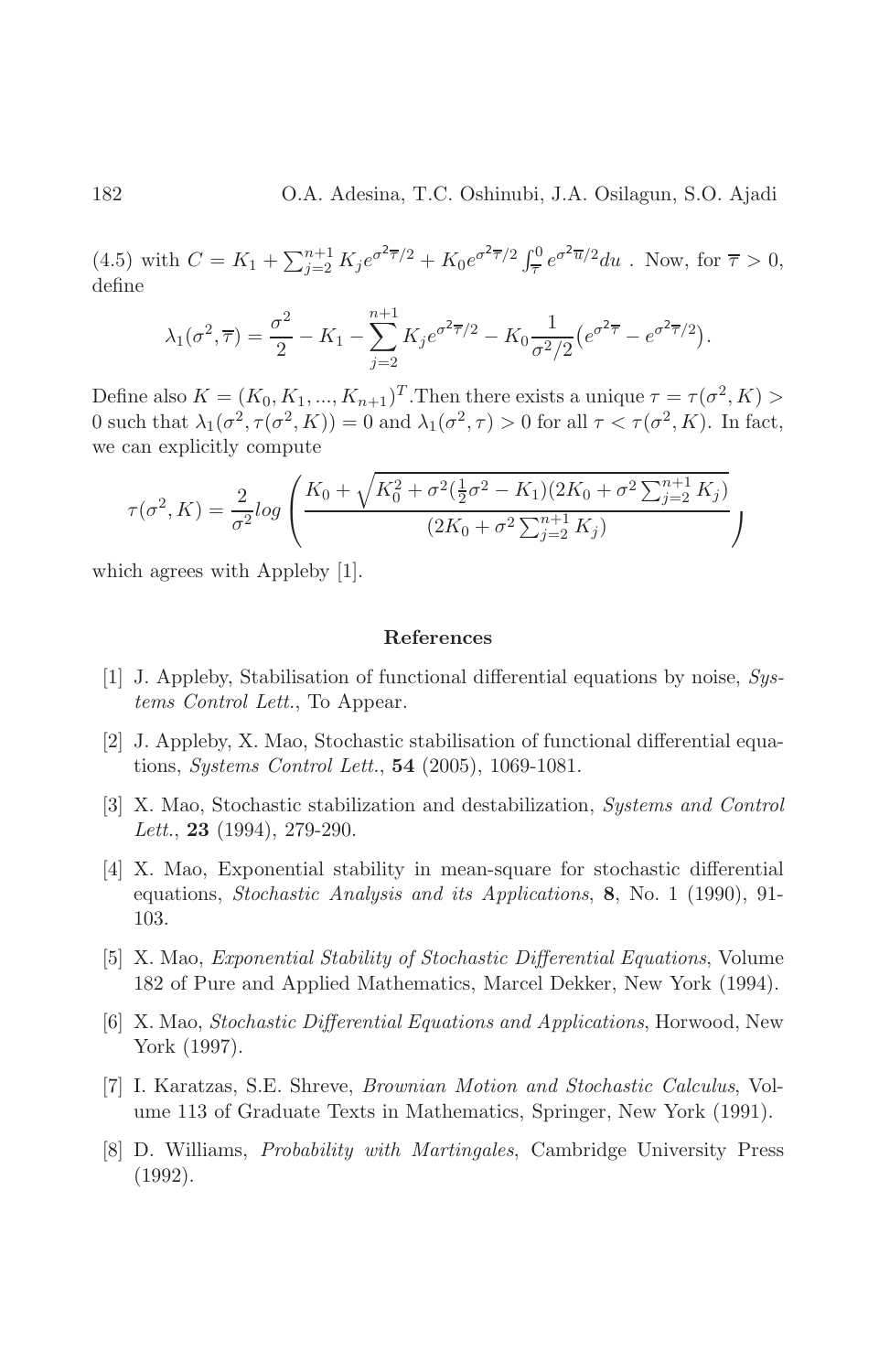(4.5) with $C = K_1 + \sum_{j=2}^{n+1} K_j e^{\sigma^2 \overline{\tau}/2} + K_0 e^{\sigma^2 \overline{\tau}/2} \int_{\overline{\tau}}^{0} e^{\sigma^2 \overline{u}/2} du$ . Now, for $\overline{\tau} > 0$, define

$$\lambda_1(\sigma^2, \overline{\tau}) = \frac{\sigma^2}{2} - K_1 - \sum_{j=2}^{n+1} K_j e^{\sigma^2 \overline{\tau}/2} - K_0 \frac{1}{\sigma^2/2} \big( e^{\sigma^2 \overline{\tau}} - e^{\sigma^2 \overline{\tau}/2} \big).$$

Define also $K = (K_0, K_1, ..., K_{n+1})^T$.Then there exists a unique $\tau = \tau(\sigma^2, K) > 0$ such that $\lambda_1(\sigma^2, \tau(\sigma^2, K)) = 0$ and $\lambda_1(\sigma^2, \tau) > 0$ for all $\tau < \tau(\sigma^2, K)$. In fact, we can explicitly compute

$$\tau(\sigma^2, K) = \frac{2}{\sigma^2} log \left( \frac{K_0 + \sqrt{K_0^2 + \sigma^2(\frac{1}{2}\sigma^2 - K_1)(2K_0 + \sigma^2 \sum_{j=2}^{n+1} K_j)}}{(2K_0 + \sigma^2 \sum_{j=2}^{n+1} K_j)} \right)$$

which agrees with Appleby [1].

## References

[1] J. Appleby, Stabilisation of functional differential equations by noise, *Systems Control Lett.*, To Appear.

[2] J. Appleby, X. Mao, Stochastic stabilisation of functional differential equations, *Systems Control Lett.*, **54** (2005), 1069-1081.

[3] X. Mao, Stochastic stabilization and destabilization, *Systems and Control Lett.*, **23** (1994), 279-290.

[4] X. Mao, Exponential stability in mean-square for stochastic differential equations, *Stochastic Analysis and its Applications*, **8**, No. 1 (1990), 91-103.

[5] X. Mao, *Exponential Stability of Stochastic Differential Equations*, Volume 182 of Pure and Applied Mathematics, Marcel Dekker, New York (1994).

[6] X. Mao, *Stochastic Differential Equations and Applications*, Horwood, New York (1997).

[7] I. Karatzas, S.E. Shreve, *Brownian Motion and Stochastic Calculus*, Volume 113 of Graduate Texts in Mathematics, Springer, New York (1991).

[8] D. Williams, *Probability with Martingales*, Cambridge University Press (1992).